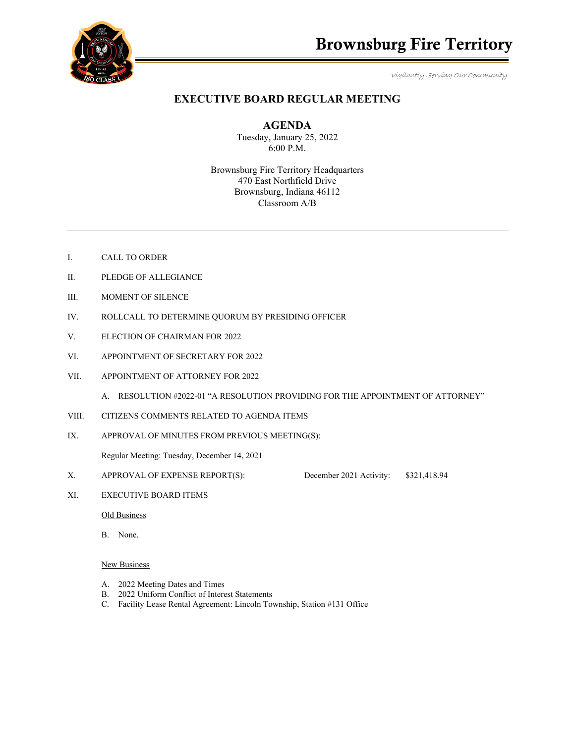# Brownsburg Fire Territory

*Vigilantly Serving Our Community*

## EXECUTIVE BOARD REGULAR MEETING

### AGENDA

Tuesday, January 25, 2022
6:00 P.M.

Brownsburg Fire Territory Headquarters
470 East Northfield Drive
Brownsburg, Indiana 46112
Classroom A/B

---

I. CALL TO ORDER

II. PLEDGE OF ALLEGIANCE

III. MOMENT OF SILENCE

IV. ROLLCALL TO DETERMINE QUORUM BY PRESIDING OFFICER

V. ELECTION OF CHAIRMAN FOR 2022

VI. APPOINTMENT OF SECRETARY FOR 2022

VII. APPOINTMENT OF ATTORNEY FOR 2022

   A. RESOLUTION #2022-01 "A RESOLUTION PROVIDING FOR THE APPOINTMENT OF ATTORNEY"

VIII. CITIZENS COMMENTS RELATED TO AGENDA ITEMS

IX. APPROVAL OF MINUTES FROM PREVIOUS MEETING(S):

   Regular Meeting: Tuesday, December 14, 2021

X. APPROVAL OF EXPENSE REPORT(S): December 2021 Activity: $321,418.94

XI. EXECUTIVE BOARD ITEMS

   Old Business

   B. None.

   New Business

   A. 2022 Meeting Dates and Times
   B. 2022 Uniform Conflict of Interest Statements
   C. Facility Lease Rental Agreement: Lincoln Township, Station #131 Office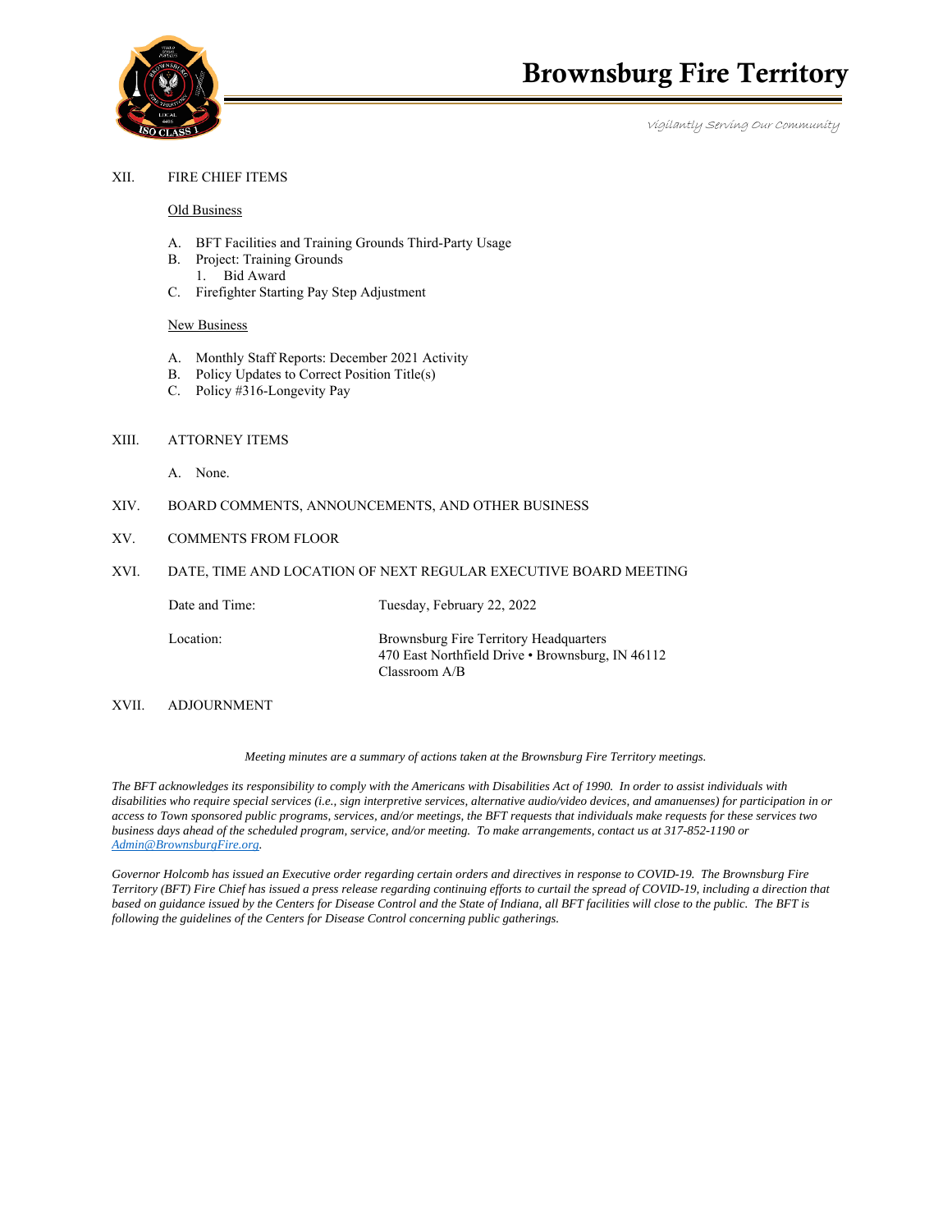XII. FIRE CHIEF ITEMS

Old Business

A. BFT Facilities and Training Grounds Third-Party Usage
B. Project: Training Grounds
   1. Bid Award
C. Firefighter Starting Pay Step Adjustment

New Business

A. Monthly Staff Reports: December 2021 Activity
B. Policy Updates to Correct Position Title(s)
C. Policy #316-Longevity Pay

XIII. ATTORNEY ITEMS

A. None.

XIV. BOARD COMMENTS, ANNOUNCEMENTS, AND OTHER BUSINESS

XV. COMMENTS FROM FLOOR

XVI. DATE, TIME AND LOCATION OF NEXT REGULAR EXECUTIVE BOARD MEETING

Date and Time: Tuesday, February 22, 2022

Location: Brownsburg Fire Territory Headquarters
470 East Northfield Drive • Brownsburg, IN 46112
Classroom A/B

XVII. ADJOURNMENT

*Meeting minutes are a summary of actions taken at the Brownsburg Fire Territory meetings.*

*The BFT acknowledges its responsibility to comply with the Americans with Disabilities Act of 1990. In order to assist individuals with disabilities who require special services (i.e., sign interpretive services, alternative audio/video devices, and amanuenses) for participation in or access to Town sponsored public programs, services, and/or meetings, the BFT requests that individuals make requests for these services two business days ahead of the scheduled program, service, and/or meeting. To make arrangements, contact us at 317-852-1190 or Admin@BrownsburgFire.org.*

*Governor Holcomb has issued an Executive order regarding certain orders and directives in response to COVID-19. The Brownsburg Fire Territory (BFT) Fire Chief has issued a press release regarding continuing efforts to curtail the spread of COVID-19, including a direction that based on guidance issued by the Centers for Disease Control and the State of Indiana, all BFT facilities will close to the public. The BFT is following the guidelines of the Centers for Disease Control concerning public gatherings.*